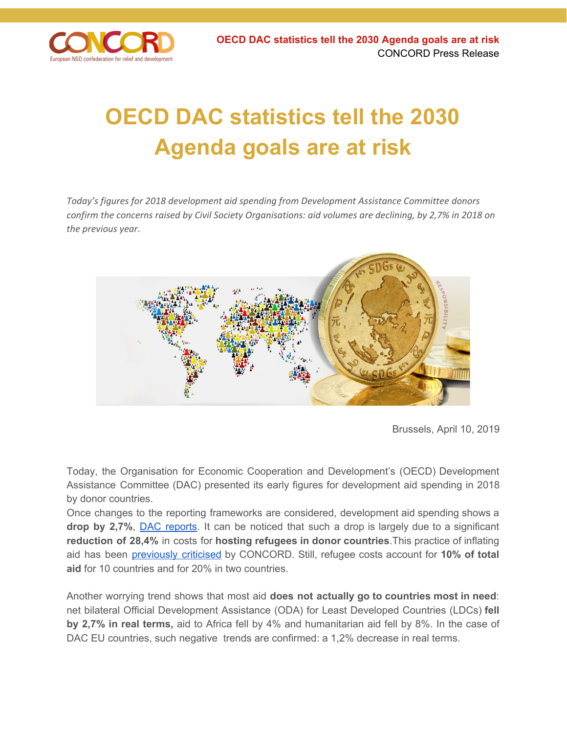# OECD DAC statistics tell the 2030 Agenda goals are at risk

*Today's figures for 2018 development aid spending from Development Assistance Committee donors confirm the concerns raised by Civil Society Organisations: aid volumes are declining, by 2,7% in 2018 on the previous year.*

Brussels, April 10, 2019

Today, the Organisation for Economic Cooperation and Development's (OECD) Development Assistance Committee (DAC) presented its early figures for development aid spending in 2018 by donor countries.

Once changes to the reporting frameworks are considered, development aid spending shows a **drop by 2,7%**, DAC reports. It can be noticed that such a drop is largely due to a significant **reduction of 28,4%** in costs for **hosting refugees in donor countries**.This practice of inflating aid has been previously criticised by CONCORD. Still, refugee costs account for **10% of total aid** for 10 countries and for 20% in two countries.

Another worrying trend shows that most aid **does not actually go to countries most in need**: net bilateral Official Development Assistance (ODA) for Least Developed Countries (LDCs) **fell by 2,7% in real terms,** aid to Africa fell by 4% and humanitarian aid fell by 8%. In the case of DAC EU countries, such negative trends are confirmed: a 1,2% decrease in real terms.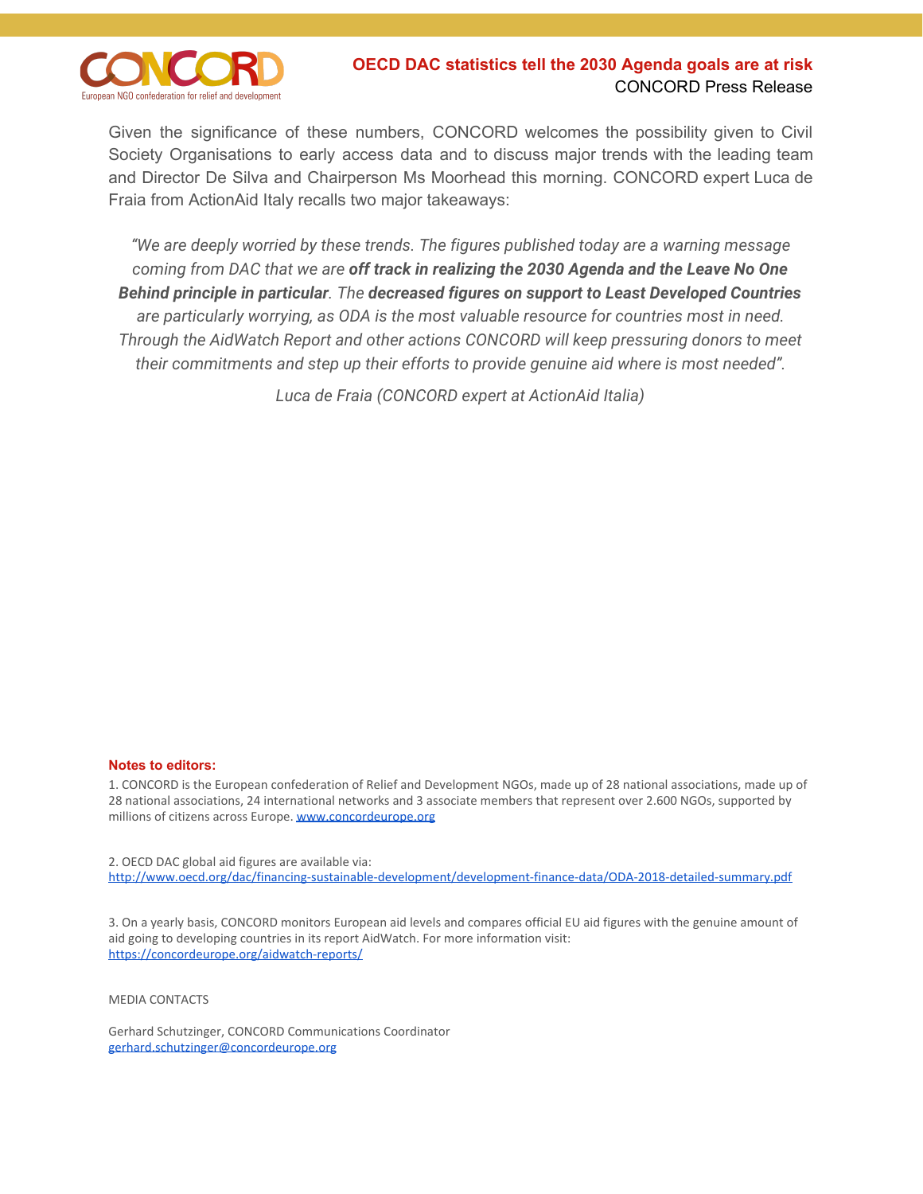Given the significance of these numbers, CONCORD welcomes the possibility given to Civil Society Organisations to early access data and to discuss major trends with the leading team and Director De Silva and Chairperson Ms Moorhead this morning. CONCORD expert Luca de Fraia from ActionAid Italy recalls two major takeaways:

> *"We are deeply worried by these trends. The figures published today are a warning message coming from DAC that we are **off track in realizing the 2030 Agenda and the Leave No One Behind principle in particular**. The **decreased figures on support to Least Developed Countries** are particularly worrying, as ODA is the most valuable resource for countries most in need. Through the AidWatch Report and other actions CONCORD will keep pressuring donors to meet their commitments and step up their efforts to provide genuine aid where is most needed".*
>
> *Luca de Fraia (CONCORD expert at ActionAid Italia)*

**Notes to editors:**

1. CONCORD is the European confederation of Relief and Development NGOs, made up of 28 national associations, made up of 28 national associations, 24 international networks and 3 associate members that represent over 2.600 NGOs, supported by millions of citizens across Europe. www.concordeurope.org

2. OECD DAC global aid figures are available via: http://www.oecd.org/dac/financing-sustainable-development/development-finance-data/ODA-2018-detailed-summary.pdf

3. On a yearly basis, CONCORD monitors European aid levels and compares official EU aid figures with the genuine amount of aid going to developing countries in its report AidWatch. For more information visit: https://concordeurope.org/aidwatch-reports/

MEDIA CONTACTS

Gerhard Schutzinger, CONCORD Communications Coordinator
gerhard.schutzinger@concordeurope.org